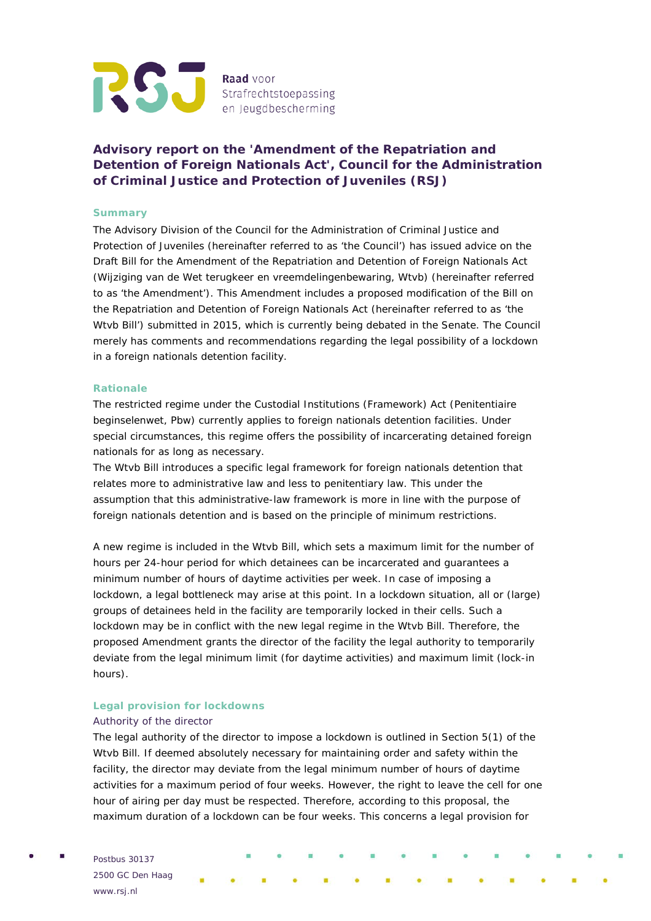# Advisory report on the 'Amendment of the Repatriation and Detention of Foreign Nationals Act', Council for the Administration of Criminal Justice and Protection of Juveniles (RSJ)

## Summary

The Advisory Division of the Council for the Administration of Criminal Justice and Protection of Juveniles (hereinafter referred to as 'the Council') has issued advice on the Draft Bill for the Amendment of the Repatriation and Detention of Foreign Nationals Act (Wijziging van de Wet terugkeer en vreemdelingenbewaring, Wtvb) (hereinafter referred to as 'the Amendment'). This Amendment includes a proposed modification of the Bill on the Repatriation and Detention of Foreign Nationals Act (hereinafter referred to as 'the Wtvb Bill') submitted in 2015, which is currently being debated in the Senate. The Council merely has comments and recommendations regarding the legal possibility of a lockdown in a foreign nationals detention facility.

## Rationale

The restricted regime under the Custodial Institutions (Framework) Act (Penitentiaire beginselenwet, Pbw) currently applies to foreign nationals detention facilities. Under special circumstances, this regime offers the possibility of incarcerating detained foreign nationals for as long as necessary.
The Wtvb Bill introduces a specific legal framework for foreign nationals detention that relates more to administrative law and less to penitentiary law. This under the assumption that this administrative-law framework is more in line with the purpose of foreign nationals detention and is based on the principle of minimum restrictions.

A new regime is included in the Wtvb Bill, which sets a maximum limit for the number of hours per 24-hour period for which detainees can be incarcerated and guarantees a minimum number of hours of daytime activities per week. In case of imposing a lockdown, a legal bottleneck may arise at this point. In a lockdown situation, all or (large) groups of detainees held in the facility are temporarily locked in their cells. Such a lockdown may be in conflict with the new legal regime in the Wtvb Bill. Therefore, the proposed Amendment grants the director of the facility the legal authority to temporarily deviate from the legal minimum limit (for daytime activities) and maximum limit (lock-in hours).

## Legal provision for lockdowns

### Authority of the director

The legal authority of the director to impose a lockdown is outlined in Section 5(1) of the Wtvb Bill. If deemed absolutely necessary for maintaining order and safety within the facility, the director may deviate from the legal minimum number of hours of daytime activities for a maximum period of four weeks. However, the right to leave the cell for one hour of airing per day must be respected. Therefore, according to this proposal, the maximum duration of a lockdown can be four weeks. This concerns a legal provision for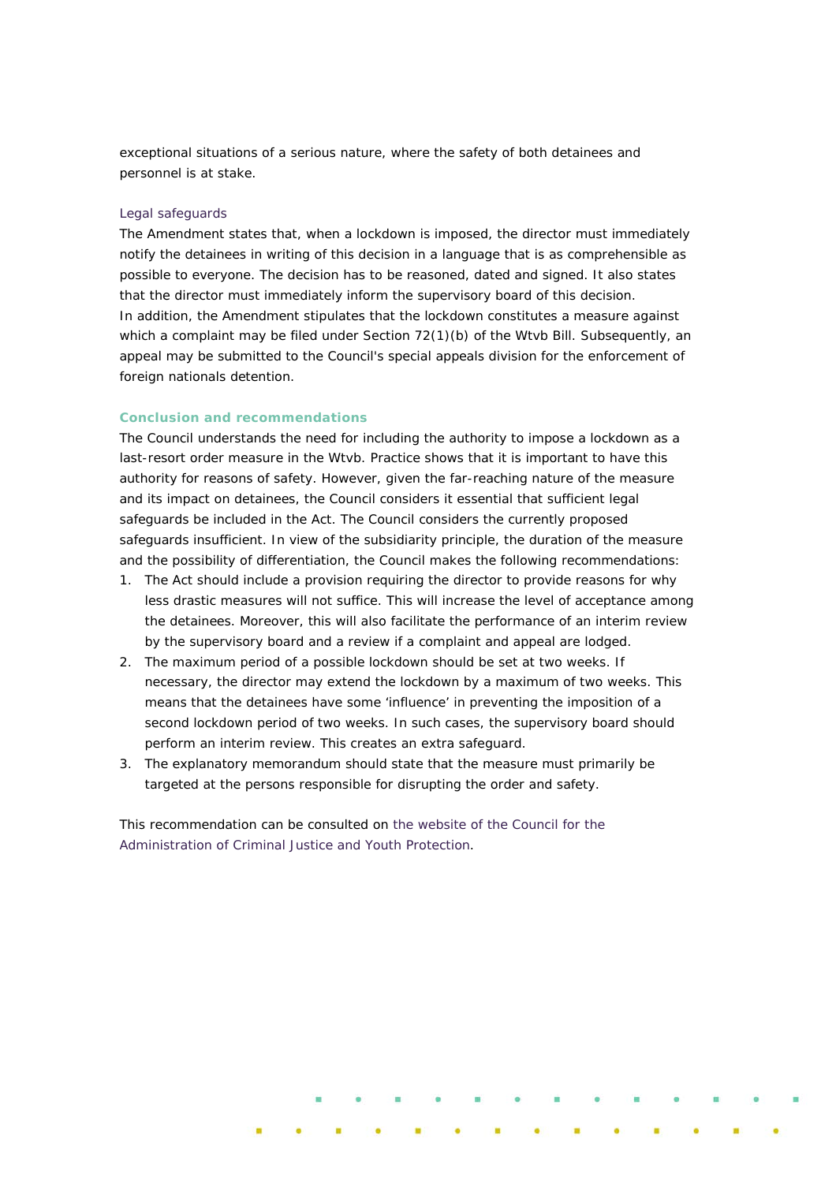exceptional situations of a serious nature, where the safety of both detainees and personnel is at stake.

### Legal safeguards

The Amendment states that, when a lockdown is imposed, the director must immediately notify the detainees in writing of this decision in a language that is as comprehensible as possible to everyone. The decision has to be reasoned, dated and signed. It also states that the director must immediately inform the supervisory board of this decision.
In addition, the Amendment stipulates that the lockdown constitutes a measure against which a complaint may be filed under Section 72(1)(b) of the Wtvb Bill. Subsequently, an appeal may be submitted to the Council's special appeals division for the enforcement of foreign nationals detention.

## Conclusion and recommendations

The Council understands the need for including the authority to impose a lockdown as a last-resort order measure in the Wtvb. Practice shows that it is important to have this authority for reasons of safety. However, given the far-reaching nature of the measure and its impact on detainees, the Council considers it essential that sufficient legal safeguards be included in the Act. The Council considers the currently proposed safeguards insufficient. In view of the subsidiarity principle, the duration of the measure and the possibility of differentiation, the Council makes the following recommendations:

1. The Act should include a provision requiring the director to provide reasons for why less drastic measures will not suffice. This will increase the level of acceptance among the detainees. Moreover, this will also facilitate the performance of an interim review by the supervisory board and a review if a complaint and appeal are lodged.
2. The maximum period of a possible lockdown should be set at two weeks. If necessary, the director may extend the lockdown by a maximum of two weeks. This means that the detainees have some 'influence' in preventing the imposition of a second lockdown period of two weeks. In such cases, the supervisory board should perform an interim review. This creates an extra safeguard.
3. The explanatory memorandum should state that the measure must primarily be targeted at the persons responsible for disrupting the order and safety.

This recommendation can be consulted on the website of the Council for the Administration of Criminal Justice and Youth Protection.